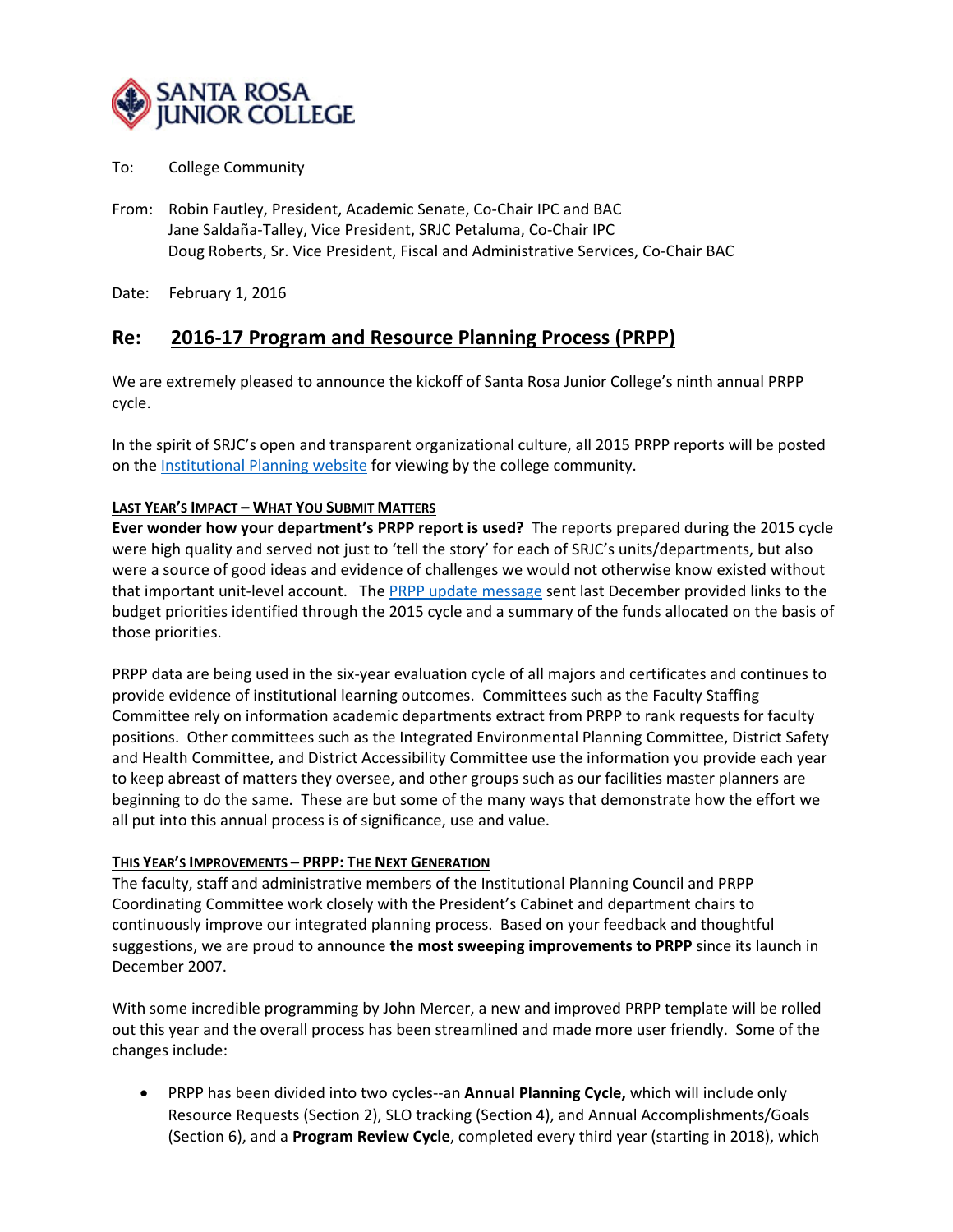SANTA ROSA JUNIOR COLLEGE

To: College Community

From: Robin Fautley, President, Academic Senate, Co-Chair IPC and BAC
Jane Saldaña-Talley, Vice President, SRJC Petaluma, Co-Chair IPC
Doug Roberts, Sr. Vice President, Fiscal and Administrative Services, Co-Chair BAC

Date: February 1, 2016

## Re: 2016-17 Program and Resource Planning Process (PRPP)

We are extremely pleased to announce the kickoff of Santa Rosa Junior College's ninth annual PRPP cycle.

In the spirit of SRJC's open and transparent organizational culture, all 2015 PRPP reports will be posted on the Institutional Planning website for viewing by the college community.

### LAST YEAR'S IMPACT – WHAT YOU SUBMIT MATTERS

**Ever wonder how your department's PRPP report is used?** The reports prepared during the 2015 cycle were high quality and served not just to 'tell the story' for each of SRJC's units/departments, but also were a source of good ideas and evidence of challenges we would not otherwise know existed without that important unit-level account. The PRPP update message sent last December provided links to the budget priorities identified through the 2015 cycle and a summary of the funds allocated on the basis of those priorities.

PRPP data are being used in the six-year evaluation cycle of all majors and certificates and continues to provide evidence of institutional learning outcomes. Committees such as the Faculty Staffing Committee rely on information academic departments extract from PRPP to rank requests for faculty positions. Other committees such as the Integrated Environmental Planning Committee, District Safety and Health Committee, and District Accessibility Committee use the information you provide each year to keep abreast of matters they oversee, and other groups such as our facilities master planners are beginning to do the same. These are but some of the many ways that demonstrate how the effort we all put into this annual process is of significance, use and value.

### THIS YEAR'S IMPROVEMENTS – PRPP: THE NEXT GENERATION

The faculty, staff and administrative members of the Institutional Planning Council and PRPP Coordinating Committee work closely with the President's Cabinet and department chairs to continuously improve our integrated planning process. Based on your feedback and thoughtful suggestions, we are proud to announce **the most sweeping improvements to PRPP** since its launch in December 2007.

With some incredible programming by John Mercer, a new and improved PRPP template will be rolled out this year and the overall process has been streamlined and made more user friendly. Some of the changes include:

- PRPP has been divided into two cycles--an **Annual Planning Cycle,** which will include only Resource Requests (Section 2), SLO tracking (Section 4), and Annual Accomplishments/Goals (Section 6), and a **Program Review Cycle**, completed every third year (starting in 2018), which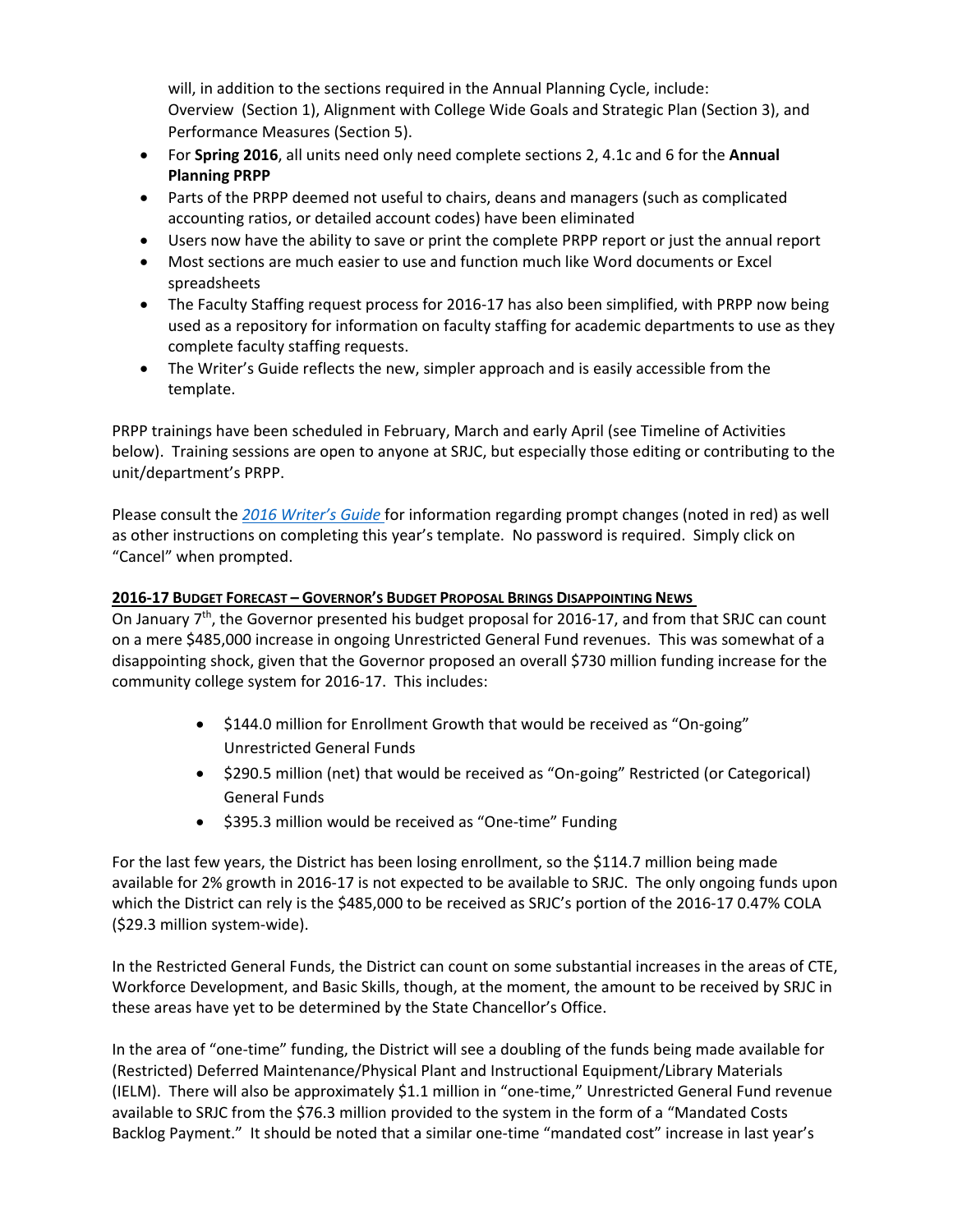will, in addition to the sections required in the Annual Planning Cycle, include: Overview (Section 1), Alignment with College Wide Goals and Strategic Plan (Section 3), and Performance Measures (Section 5).

- For **Spring 2016**, all units need only need complete sections 2, 4.1c and 6 for the **Annual Planning PRPP**
- Parts of the PRPP deemed not useful to chairs, deans and managers (such as complicated accounting ratios, or detailed account codes) have been eliminated
- Users now have the ability to save or print the complete PRPP report or just the annual report
- Most sections are much easier to use and function much like Word documents or Excel spreadsheets
- The Faculty Staffing request process for 2016-17 has also been simplified, with PRPP now being used as a repository for information on faculty staffing for academic departments to use as they complete faculty staffing requests.
- The Writer's Guide reflects the new, simpler approach and is easily accessible from the template.

PRPP trainings have been scheduled in February, March and early April (see Timeline of Activities below). Training sessions are open to anyone at SRJC, but especially those editing or contributing to the unit/department's PRPP.

Please consult the *2016 Writer's Guide* for information regarding prompt changes (noted in red) as well as other instructions on completing this year's template. No password is required. Simply click on "Cancel" when prompted.

## 2016-17 Budget Forecast – Governor's Budget Proposal Brings Disappointing News

On January 7th, the Governor presented his budget proposal for 2016-17, and from that SRJC can count on a mere $485,000 increase in ongoing Unrestricted General Fund revenues. This was somewhat of a disappointing shock, given that the Governor proposed an overall $730 million funding increase for the community college system for 2016-17. This includes:

- $144.0 million for Enrollment Growth that would be received as "On-going" Unrestricted General Funds
- $290.5 million (net) that would be received as "On-going" Restricted (or Categorical) General Funds
- $395.3 million would be received as "One-time" Funding

For the last few years, the District has been losing enrollment, so the $114.7 million being made available for 2% growth in 2016-17 is not expected to be available to SRJC. The only ongoing funds upon which the District can rely is the $485,000 to be received as SRJC's portion of the 2016-17 0.47% COLA ($29.3 million system-wide).

In the Restricted General Funds, the District can count on some substantial increases in the areas of CTE, Workforce Development, and Basic Skills, though, at the moment, the amount to be received by SRJC in these areas have yet to be determined by the State Chancellor's Office.

In the area of "one-time" funding, the District will see a doubling of the funds being made available for (Restricted) Deferred Maintenance/Physical Plant and Instructional Equipment/Library Materials (IELM). There will also be approximately $1.1 million in "one-time," Unrestricted General Fund revenue available to SRJC from the $76.3 million provided to the system in the form of a "Mandated Costs Backlog Payment." It should be noted that a similar one-time "mandated cost" increase in last year's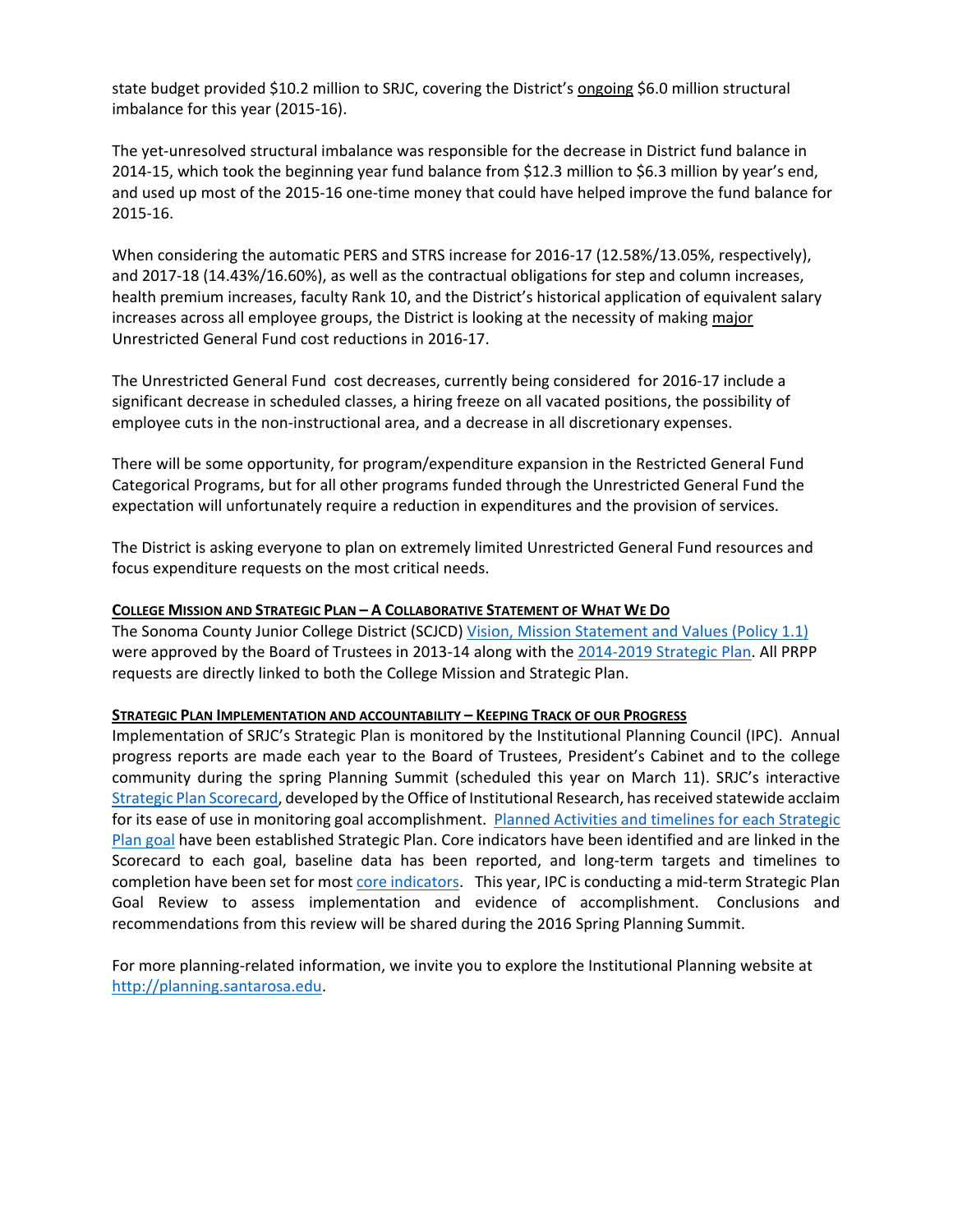state budget provided $10.2 million to SRJC, covering the District's ongoing $6.0 million structural imbalance for this year (2015-16).

The yet-unresolved structural imbalance was responsible for the decrease in District fund balance in 2014-15, which took the beginning year fund balance from $12.3 million to $6.3 million by year's end, and used up most of the 2015-16 one-time money that could have helped improve the fund balance for 2015-16.

When considering the automatic PERS and STRS increase for 2016-17 (12.58%/13.05%, respectively), and 2017-18 (14.43%/16.60%), as well as the contractual obligations for step and column increases, health premium increases, faculty Rank 10, and the District's historical application of equivalent salary increases across all employee groups, the District is looking at the necessity of making major Unrestricted General Fund cost reductions in 2016-17.

The Unrestricted General Fund cost decreases, currently being considered for 2016-17 include a significant decrease in scheduled classes, a hiring freeze on all vacated positions, the possibility of employee cuts in the non-instructional area, and a decrease in all discretionary expenses.

There will be some opportunity, for program/expenditure expansion in the Restricted General Fund Categorical Programs, but for all other programs funded through the Unrestricted General Fund the expectation will unfortunately require a reduction in expenditures and the provision of services.

The District is asking everyone to plan on extremely limited Unrestricted General Fund resources and focus expenditure requests on the most critical needs.

### College Mission and Strategic Plan – A Collaborative Statement of What We Do

The Sonoma County Junior College District (SCJCD) Vision, Mission Statement and Values (Policy 1.1) were approved by the Board of Trustees in 2013-14 along with the 2014-2019 Strategic Plan. All PRPP requests are directly linked to both the College Mission and Strategic Plan.

### Strategic Plan Implementation and Accountability – Keeping Track of our Progress

Implementation of SRJC's Strategic Plan is monitored by the Institutional Planning Council (IPC). Annual progress reports are made each year to the Board of Trustees, President's Cabinet and to the college community during the spring Planning Summit (scheduled this year on March 11). SRJC's interactive Strategic Plan Scorecard, developed by the Office of Institutional Research, has received statewide acclaim for its ease of use in monitoring goal accomplishment. Planned Activities and timelines for each Strategic Plan goal have been established Strategic Plan. Core indicators have been identified and are linked in the Scorecard to each goal, baseline data has been reported, and long-term targets and timelines to completion have been set for most core indicators. This year, IPC is conducting a mid-term Strategic Plan Goal Review to assess implementation and evidence of accomplishment. Conclusions and recommendations from this review will be shared during the 2016 Spring Planning Summit.

For more planning-related information, we invite you to explore the Institutional Planning website at http://planning.santarosa.edu.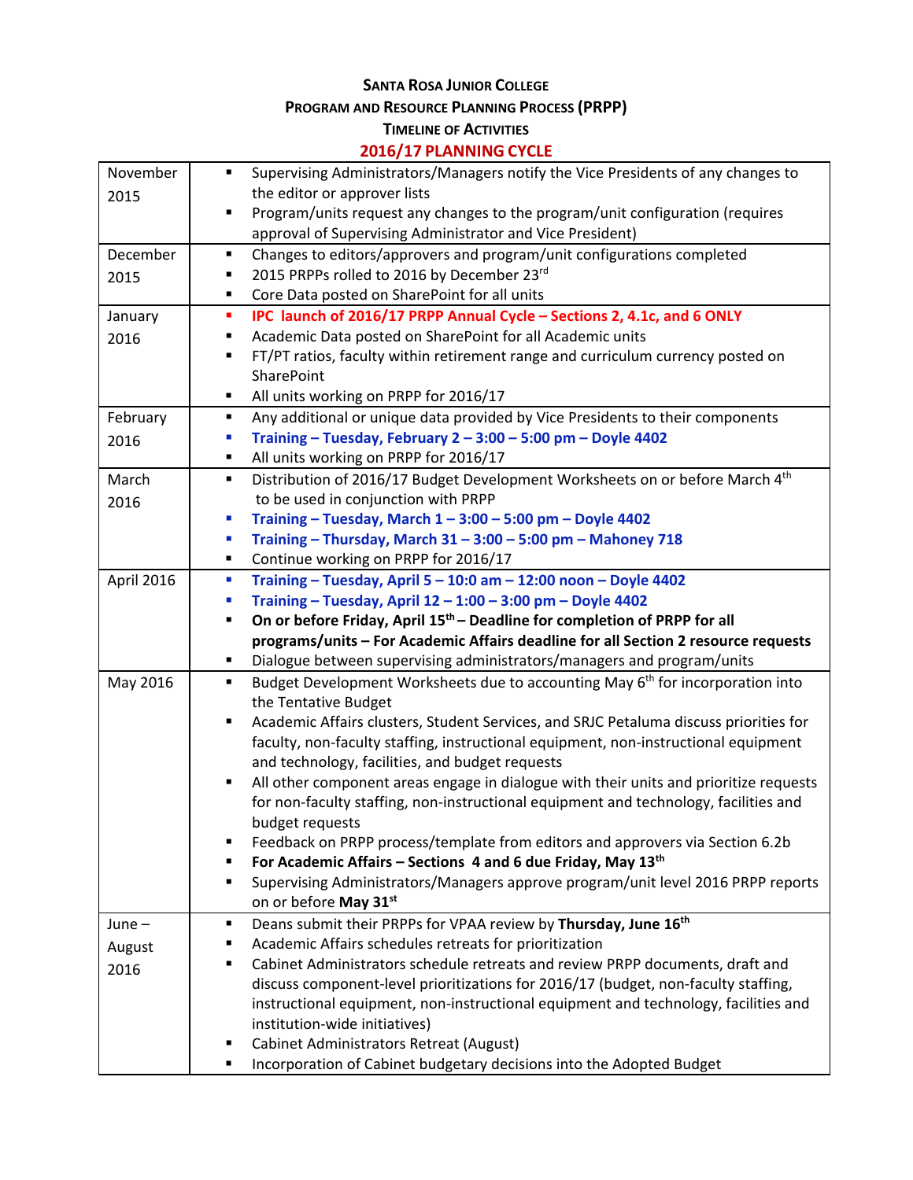# Santa Rosa Junior College

## Program and Resource Planning Process (PRPP)

### Timeline of Activities

### 2016/17 PLANNING CYCLE

| Month | Activities |
|---|---|
| November 2015 | ▪ Supervising Administrators/Managers notify the Vice Presidents of any changes to the editor or approver lists<br>▪ Program/units request any changes to the program/unit configuration (requires approval of Supervising Administrator and Vice President) |
| December 2015 | ▪ Changes to editors/approvers and program/unit configurations completed<br>▪ 2015 PRPPs rolled to 2016 by December 23rd<br>▪ Core Data posted on SharePoint for all units |
| January 2016 | ▪ **IPC launch of 2016/17 PRPP Annual Cycle – Sections 2, 4.1c, and 6 ONLY**<br>▪ Academic Data posted on SharePoint for all Academic units<br>▪ FT/PT ratios, faculty within retirement range and curriculum currency posted on SharePoint<br>▪ All units working on PRPP for 2016/17 |
| February 2016 | ▪ Any additional or unique data provided by Vice Presidents to their components<br>▪ **Training – Tuesday, February 2 – 3:00 – 5:00 pm – Doyle 4402**<br>▪ All units working on PRPP for 2016/17 |
| March 2016 | ▪ Distribution of 2016/17 Budget Development Worksheets on or before March 4th to be used in conjunction with PRPP<br>▪ **Training – Tuesday, March 1 – 3:00 – 5:00 pm – Doyle 4402**<br>▪ **Training – Thursday, March 31 – 3:00 – 5:00 pm – Mahoney 718**<br>▪ Continue working on PRPP for 2016/17 |
| April 2016 | ▪ **Training – Tuesday, April 5 – 10:0 am – 12:00 noon – Doyle 4402**<br>▪ **Training – Tuesday, April 12 – 1:00 – 3:00 pm – Doyle 4402**<br>▪ **On or before Friday, April 15th – Deadline for completion of PRPP for all programs/units – For Academic Affairs deadline for all Section 2 resource requests**<br>▪ Dialogue between supervising administrators/managers and program/units |
| May 2016 | ▪ Budget Development Worksheets due to accounting May 6th for incorporation into the Tentative Budget<br>▪ Academic Affairs clusters, Student Services, and SRJC Petaluma discuss priorities for faculty, non-faculty staffing, instructional equipment, non-instructional equipment and technology, facilities, and budget requests<br>▪ All other component areas engage in dialogue with their units and prioritize requests for non-faculty staffing, non-instructional equipment and technology, facilities and budget requests<br>▪ Feedback on PRPP process/template from editors and approvers via Section 6.2b<br>▪ **For Academic Affairs – Sections 4 and 6 due Friday, May 13th**<br>▪ Supervising Administrators/Managers approve program/unit level 2016 PRPP reports on or before **May 31st** |
| June – August 2016 | ▪ Deans submit their PRPPs for VPAA review by **Thursday, June 16th**<br>▪ Academic Affairs schedules retreats for prioritization<br>▪ Cabinet Administrators schedule retreats and review PRPP documents, draft and discuss component-level prioritizations for 2016/17 (budget, non-faculty staffing, instructional equipment, non-instructional equipment and technology, facilities and institution-wide initiatives)<br>▪ Cabinet Administrators Retreat (August)<br>▪ Incorporation of Cabinet budgetary decisions into the Adopted Budget |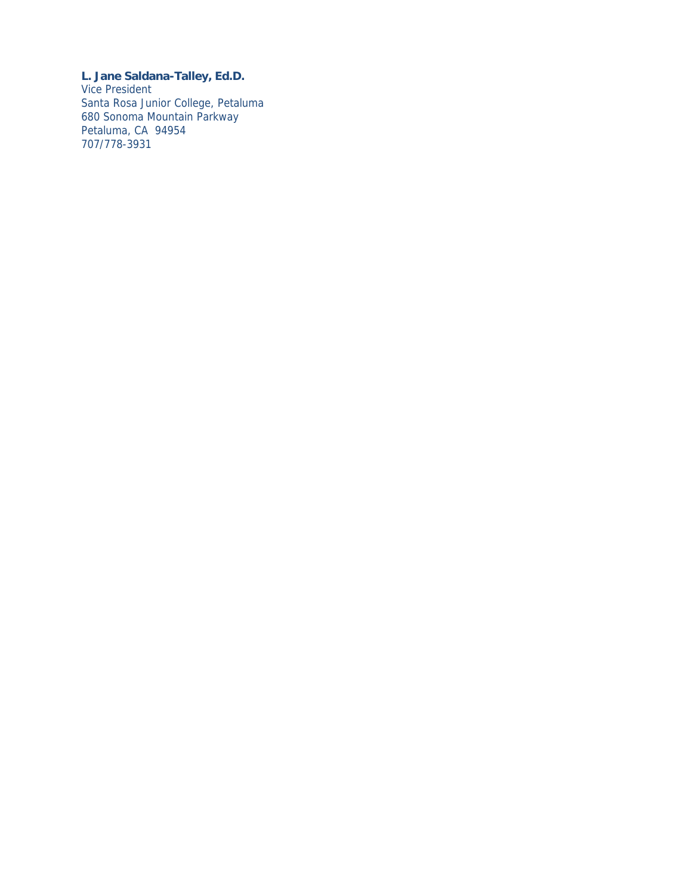**L. Jane Saldana-Talley, Ed.D.**
Vice President
Santa Rosa Junior College, Petaluma
680 Sonoma Mountain Parkway
Petaluma, CA 94954
707/778-3931